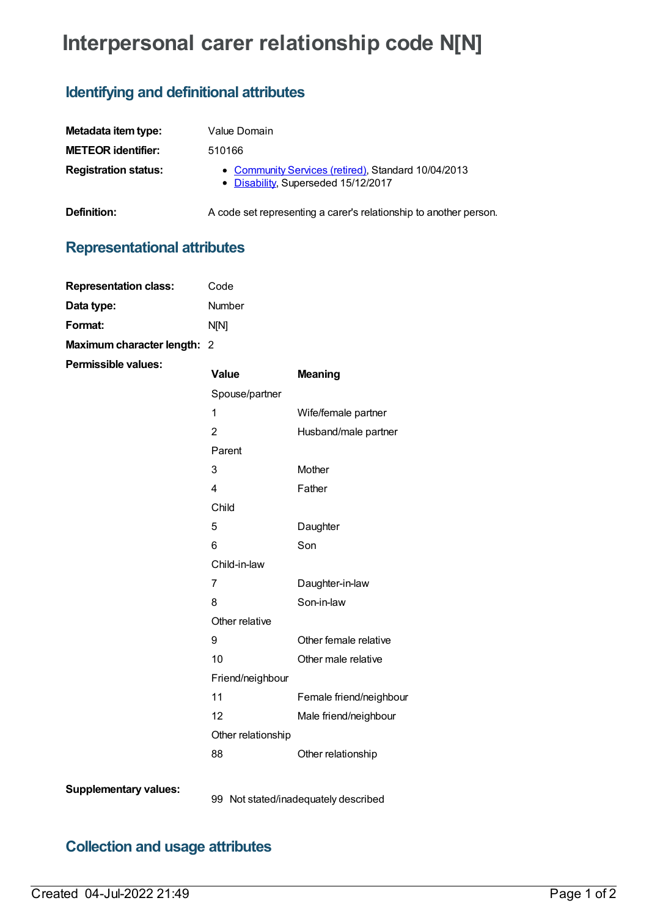# Interpersonal carer relationship code N[N]

## Identifying and definitional attributes

| | |
|---|---|
| **Metadata item type:** | Value Domain |
| **METEOR identifier:** | 510166 |
| **Registration status:** | • Community Services (retired), Standard 10/04/2013<br>• Disability, Superseded 15/12/2017 |
| **Definition:** | A code set representing a carer's relationship to another person. |

## Representational attributes

| | |
|---|---|
| **Representation class:** | Code |
| **Data type:** | Number |
| **Format:** | N[N] |
| **Maximum character length:** | 2 |

**Permissible values:**

| Value | Meaning |
|---|---|
| Spouse/partner | |
| 1 | Wife/female partner |
| 2 | Husband/male partner |
| Parent | |
| 3 | Mother |
| 4 | Father |
| Child | |
| 5 | Daughter |
| 6 | Son |
| Child-in-law | |
| 7 | Daughter-in-law |
| 8 | Son-in-law |
| Other relative | |
| 9 | Other female relative |
| 10 | Other male relative |
| Friend/neighbour | |
| 11 | Female friend/neighbour |
| 12 | Male friend/neighbour |
| Other relationship | |
| 88 | Other relationship |

**Supplementary values:**

| Value | Meaning |
|---|---|
| 99 | Not stated/inadequately described |

## Collection and usage attributes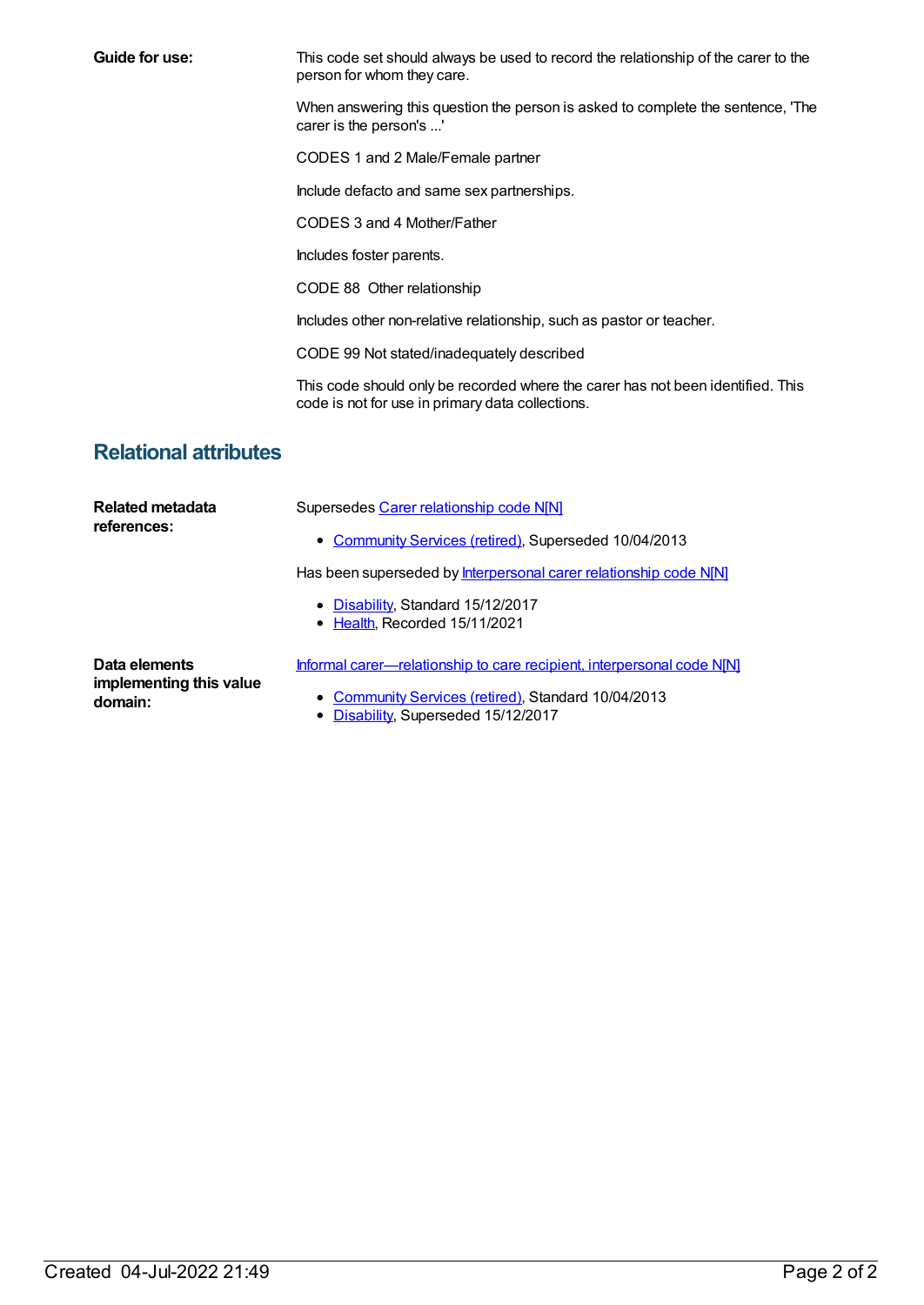**Guide for use:**

This code set should always be used to record the relationship of the carer to the person for whom they care.

When answering this question the person is asked to complete the sentence, 'The carer is the person's ...'

CODES 1 and 2 Male/Female partner

Include defacto and same sex partnerships.

CODES 3 and 4 Mother/Father

Includes foster parents.

CODE 88 Other relationship

Includes other non-relative relationship, such as pastor or teacher.

CODE 99 Not stated/inadequately described

This code should only be recorded where the carer has not been identified. This code is not for use in primary data collections.

## Relational attributes

**Related metadata references:**

Supersedes Carer relationship code N[N]

- Community Services (retired), Superseded 10/04/2013

Has been superseded by Interpersonal carer relationship code N[N]

- Disability, Standard 15/12/2017
- Health, Recorded 15/11/2021

**Data elements implementing this value domain:**

Informal carer—relationship to care recipient, interpersonal code N[N]

- Community Services (retired), Standard 10/04/2013
- Disability, Superseded 15/12/2017